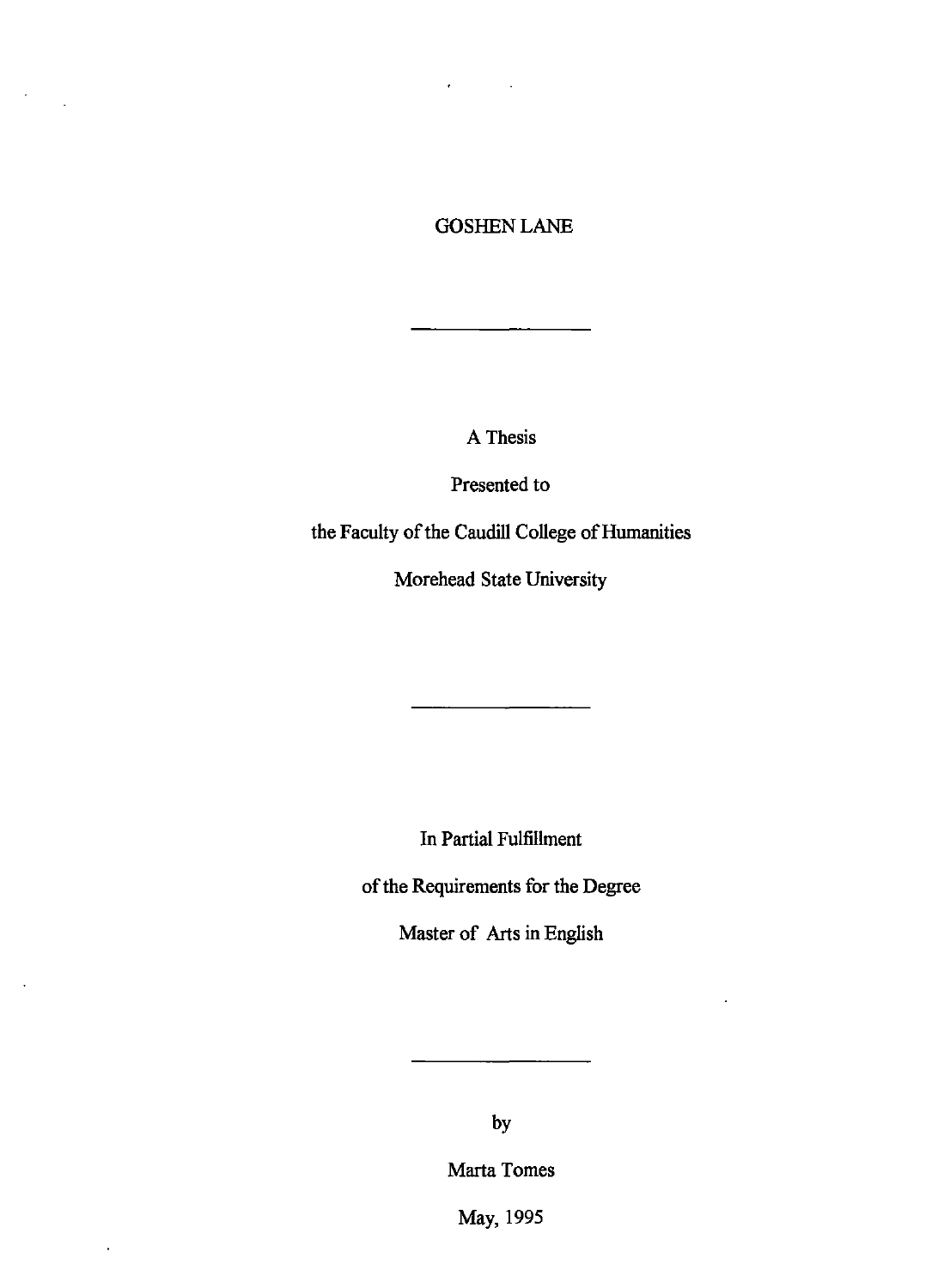# GOSHEN LANE

---

A Thesis

Presented to

the Faculty of the Caudill College of Humanities

Morehead State University

---

In Partial Fulfillment

of the Requirements for the Degree

Master of Arts in English

---

by

Marta Tomes

May, 1995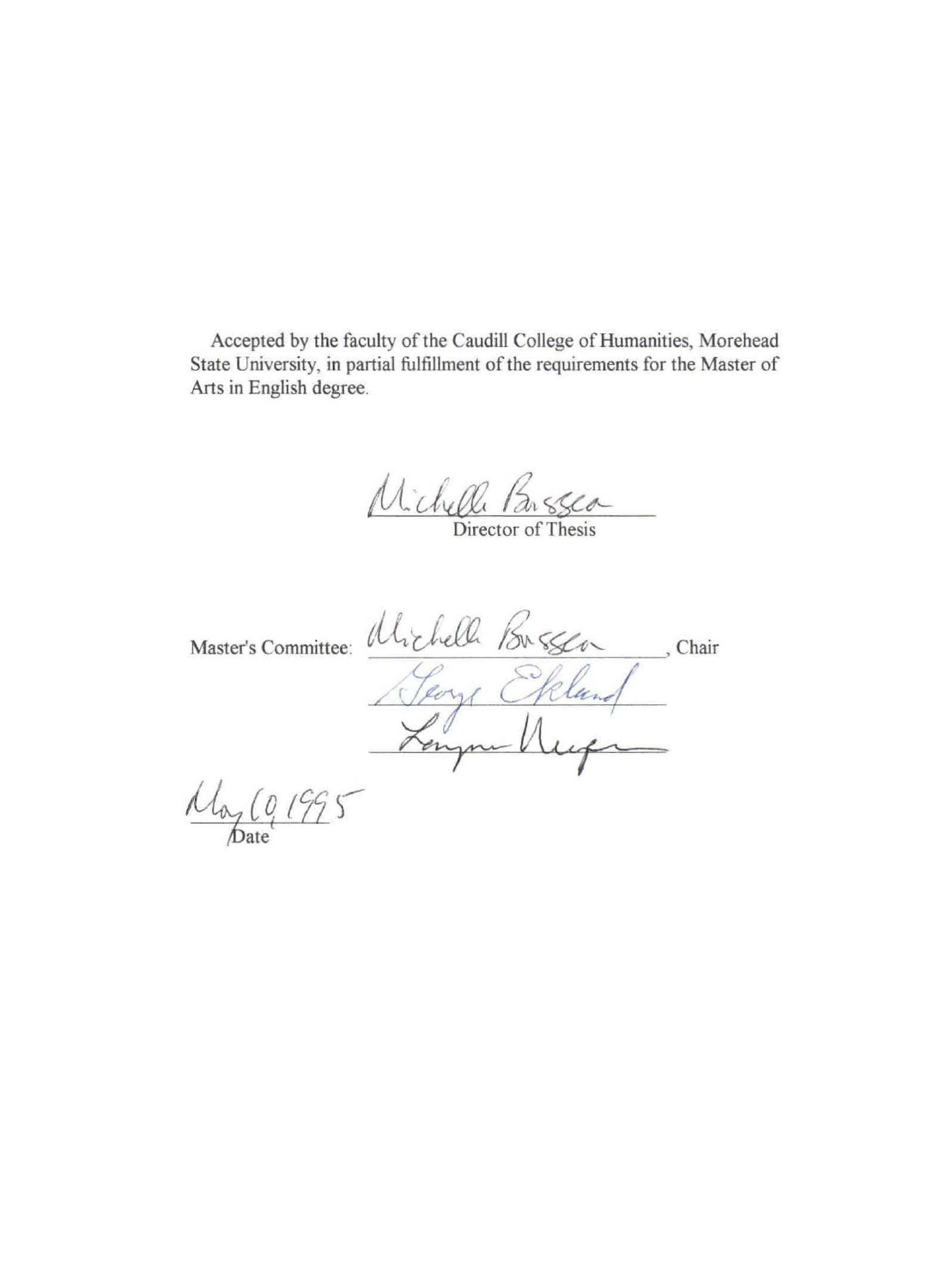Accepted by the faculty of the Caudill College of Humanities, Morehead State University, in partial fulfillment of the requirements for the Master of Arts in English degree.

Michelle Boisseau
Director of Thesis

Master's Committee: Michelle Boisseau, Chair

George Eklund

Lynne Unger

May 10, 1995
Date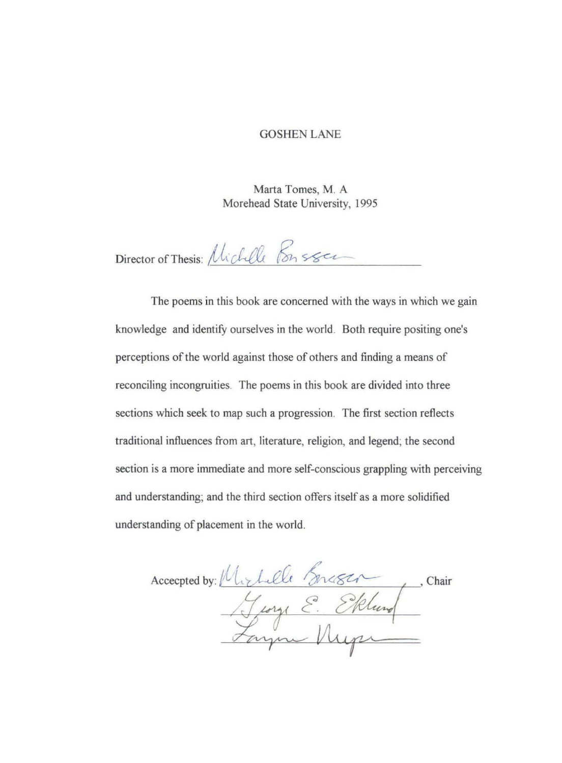GOSHEN LANE

Marta Tomes, M. A
Morehead State University, 1995

Director of Thesis: Michelle Boisseau

The poems in this book are concerned with the ways in which we gain knowledge and identify ourselves in the world. Both require positing one's perceptions of the world against those of others and finding a means of reconciling incongruities. The poems in this book are divided into three sections which seek to map such a progression. The first section reflects traditional influences from art, literature, religion, and legend; the second section is a more immediate and more self-conscious grappling with perceiving and understanding; and the third section offers itself as a more solidified understanding of placement in the world.

Accecpted by: Michelle Boisseau, Chair
George E. Eklund
Layne Neeper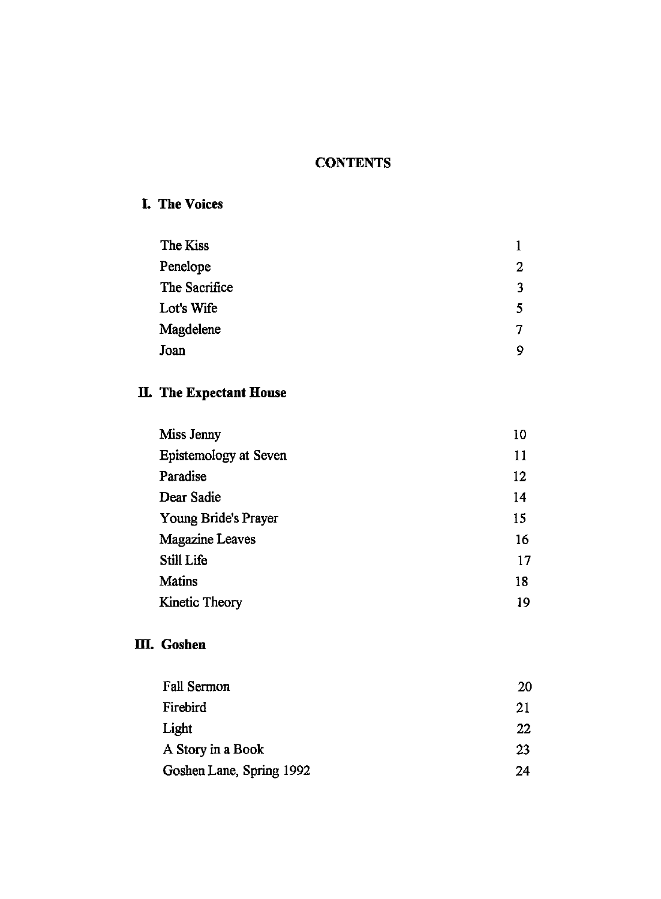# CONTENTS

## I. The Voices

| | |
|---|---|
| The Kiss | 1 |
| Penelope | 2 |
| The Sacrifice | 3 |
| Lot's Wife | 5 |
| Magdelene | 7 |
| Joan | 9 |

## II. The Expectant House

| | |
|---|---|
| Miss Jenny | 10 |
| Epistemology at Seven | 11 |
| Paradise | 12 |
| Dear Sadie | 14 |
| Young Bride's Prayer | 15 |
| Magazine Leaves | 16 |
| Still Life | 17 |
| Matins | 18 |
| Kinetic Theory | 19 |

## III. Goshen

| | |
|---|---|
| Fall Sermon | 20 |
| Firebird | 21 |
| Light | 22 |
| A Story in a Book | 23 |
| Goshen Lane, Spring 1992 | 24 |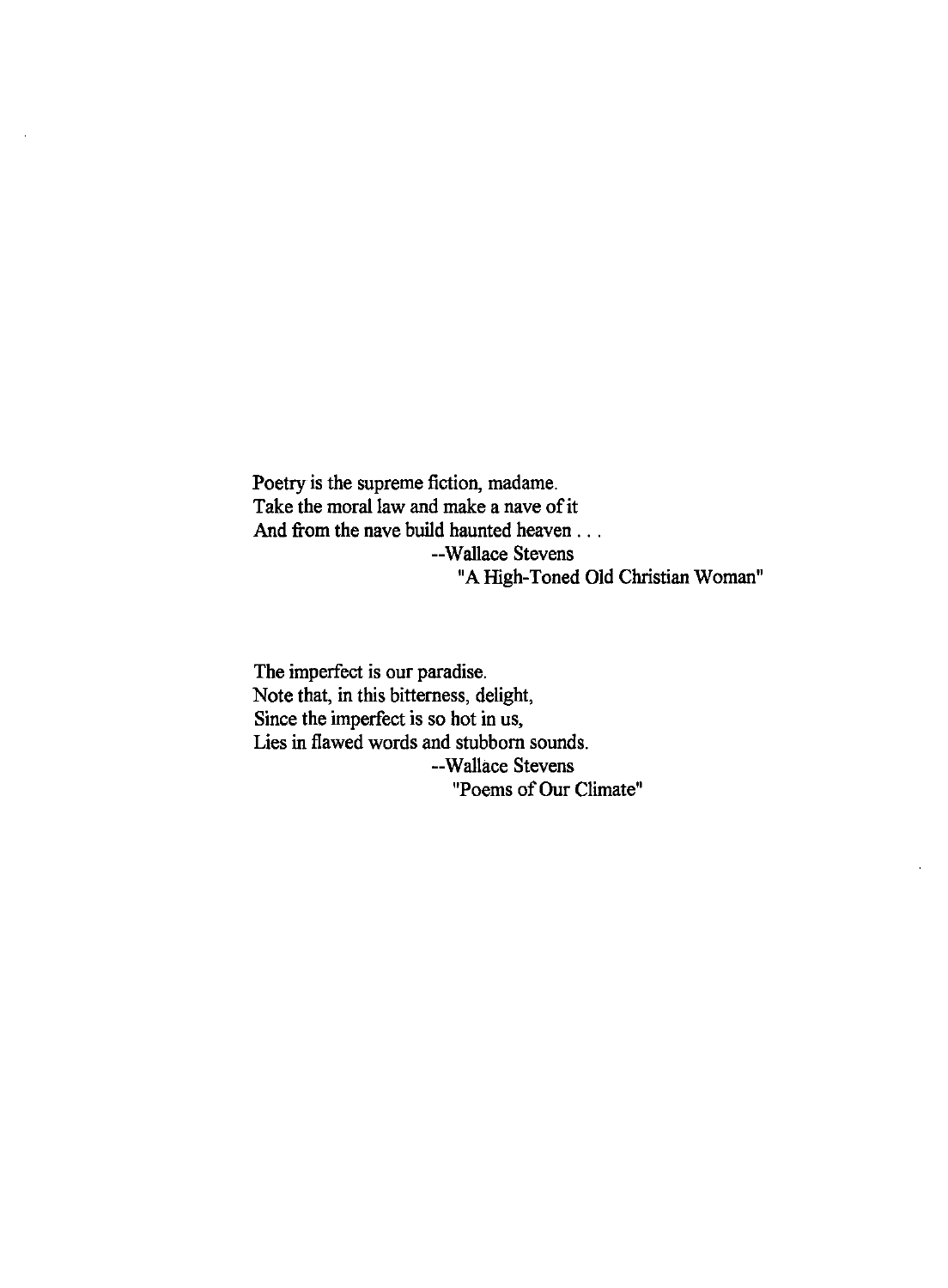Poetry is the supreme fiction, madame.
Take the moral law and make a nave of it
And from the nave build haunted heaven . . .

--Wallace Stevens
"A High-Toned Old Christian Woman"

The imperfect is our paradise.
Note that, in this bitterness, delight,
Since the imperfect is so hot in us,
Lies in flawed words and stubborn sounds.

--Wallace Stevens
"Poems of Our Climate"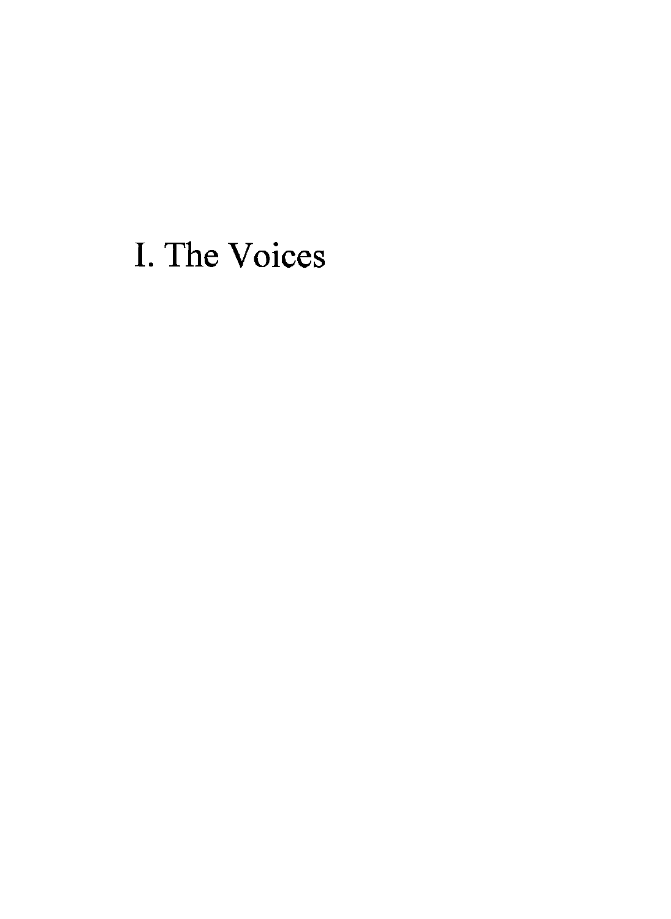# I. The Voices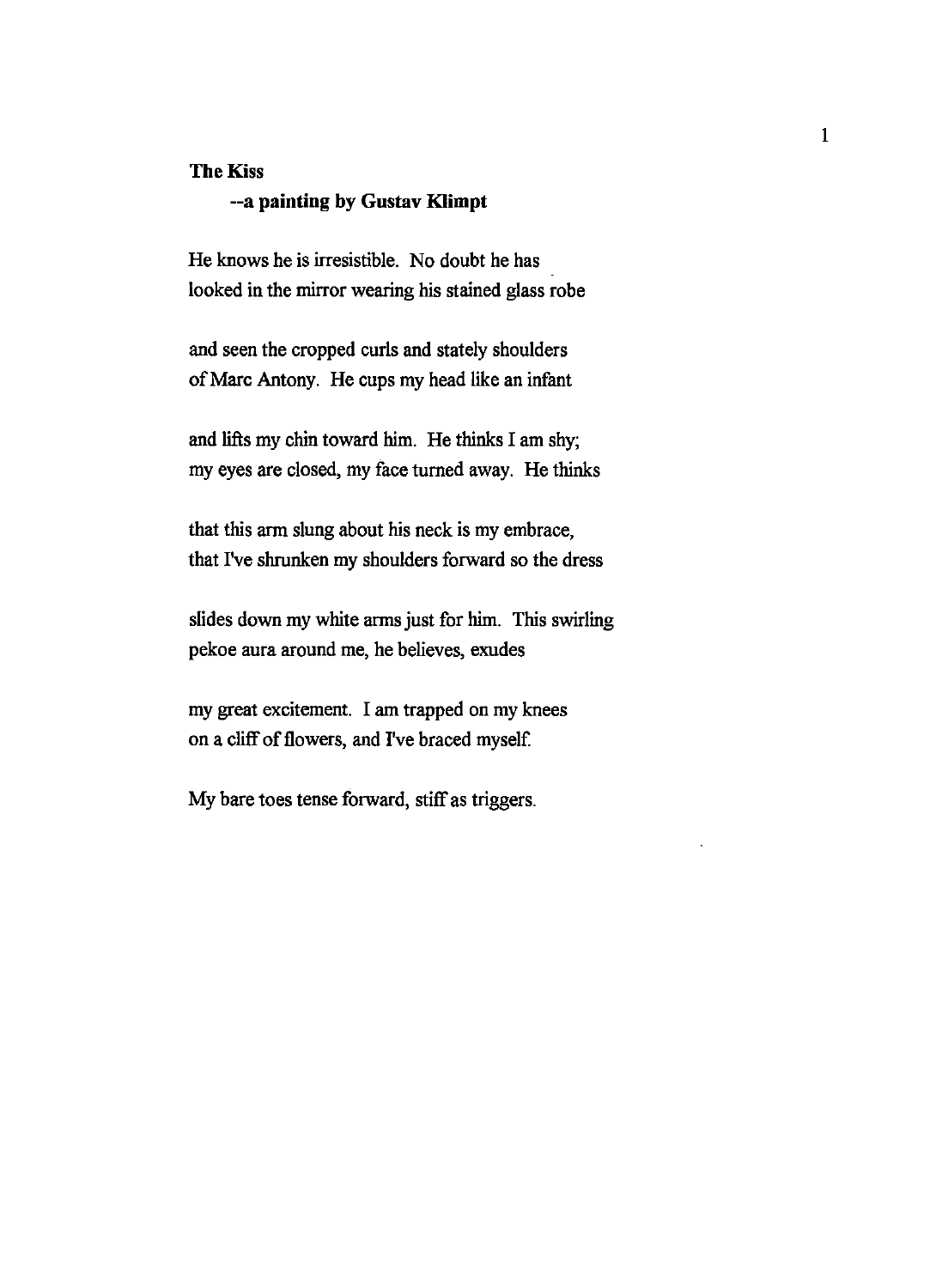**The Kiss**

**--a painting by Gustav Klimpt**

He knows he is irresistible. No doubt he has
looked in the mirror wearing his stained glass robe

and seen the cropped curls and stately shoulders
of Marc Antony. He cups my head like an infant

and lifts my chin toward him. He thinks I am shy;
my eyes are closed, my face turned away. He thinks

that this arm slung about his neck is my embrace,
that I've shrunken my shoulders forward so the dress

slides down my white arms just for him. This swirling
pekoe aura around me, he believes, exudes

my great excitement. I am trapped on my knees
on a cliff of flowers, and I've braced myself.

My bare toes tense forward, stiff as triggers.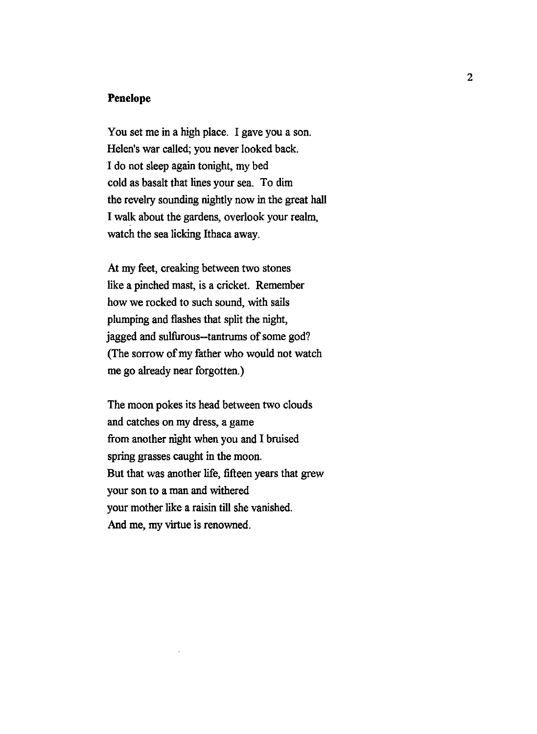**Penelope**

You set me in a high place. I gave you a son.
Helen's war called; you never looked back.
I do not sleep again tonight, my bed
cold as basalt that lines your sea. To dim
the revelry sounding nightly now in the great hall
I walk about the gardens, overlook your realm,
watch the sea licking Ithaca away.

At my feet, creaking between two stones
like a pinched mast, is a cricket. Remember
how we rocked to such sound, with sails
plumping and flashes that split the night,
jagged and sulfurous--tantrums of some god?
(The sorrow of my father who would not watch
me go already near forgotten.)

The moon pokes its head between two clouds
and catches on my dress, a game
from another night when you and I bruised
spring grasses caught in the moon.
But that was another life, fifteen years that grew
your son to a man and withered
your mother like a raisin till she vanished.
And me, my virtue is renowned.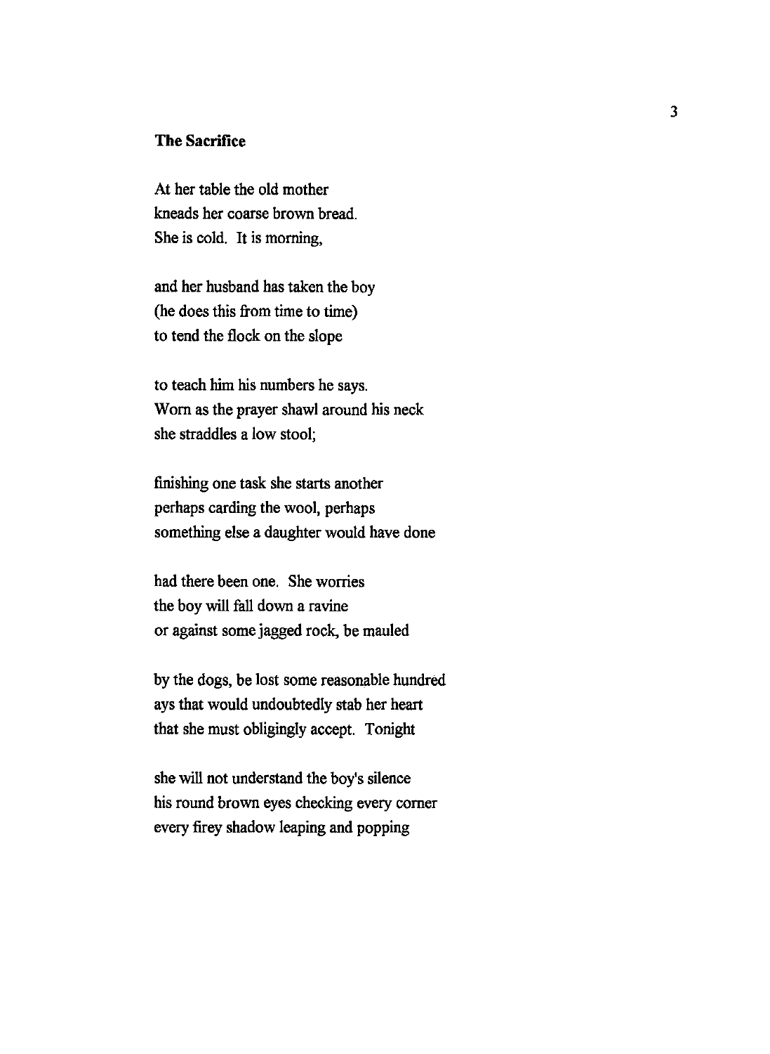### The Sacrifice

At her table the old mother  
kneads her coarse brown bread.  
She is cold. It is morning,

and her husband has taken the boy  
(he does this from time to time)  
to tend the flock on the slope

to teach him his numbers he says.  
Worn as the prayer shawl around his neck  
she straddles a low stool;

finishing one task she starts another  
perhaps carding the wool, perhaps  
something else a daughter would have done

had there been one. She worries  
the boy will fall down a ravine  
or against some jagged rock, be mauled

by the dogs, be lost some reasonable hundred  
ays that would undoubtedly stab her heart  
that she must obligingly accept. Tonight

she will not understand the boy's silence  
his round brown eyes checking every corner  
every firey shadow leaping and popping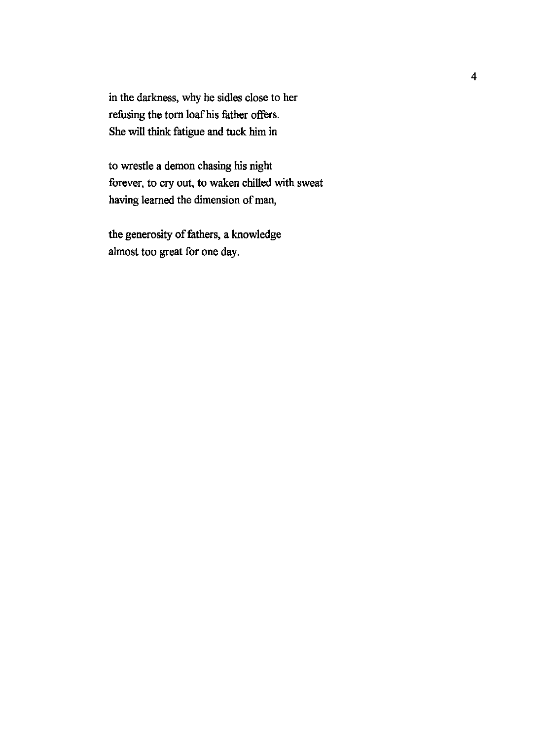in the darkness, why he sidles close to her
refusing the torn loaf his father offers.
She will think fatigue and tuck him in

to wrestle a demon chasing his night
forever, to cry out, to waken chilled with sweat
having learned the dimension of man,

the generosity of fathers, a knowledge
almost too great for one day.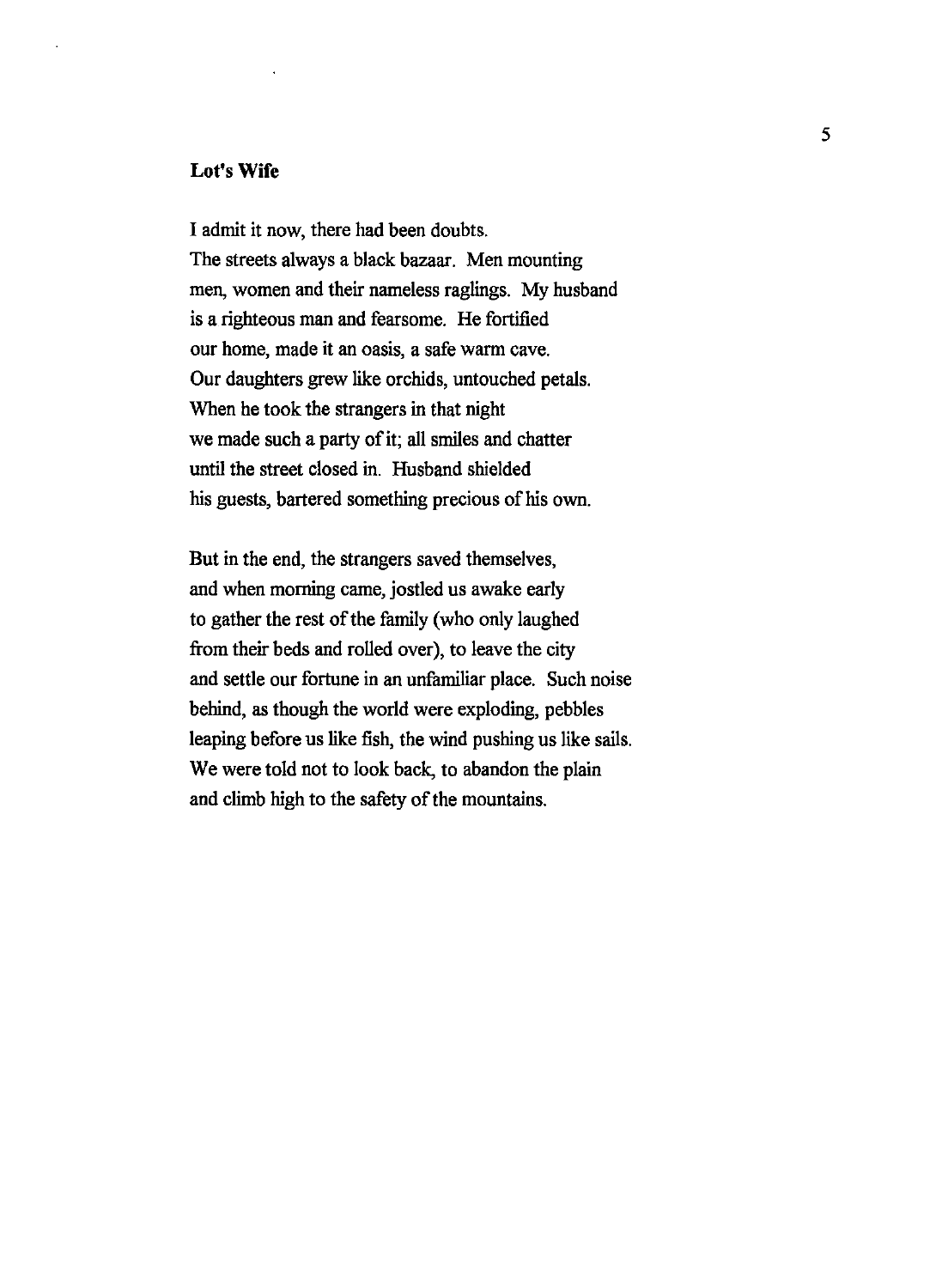**Lot's Wife**

I admit it now, there had been doubts.
The streets always a black bazaar. Men mounting
men, women and their nameless raglings. My husband
is a righteous man and fearsome. He fortified
our home, made it an oasis, a safe warm cave.
Our daughters grew like orchids, untouched petals.
When he took the strangers in that night
we made such a party of it; all smiles and chatter
until the street closed in. Husband shielded
his guests, bartered something precious of his own.

But in the end, the strangers saved themselves,
and when morning came, jostled us awake early
to gather the rest of the family (who only laughed
from their beds and rolled over), to leave the city
and settle our fortune in an unfamiliar place. Such noise
behind, as though the world were exploding, pebbles
leaping before us like fish, the wind pushing us like sails.
We were told not to look back, to abandon the plain
and climb high to the safety of the mountains.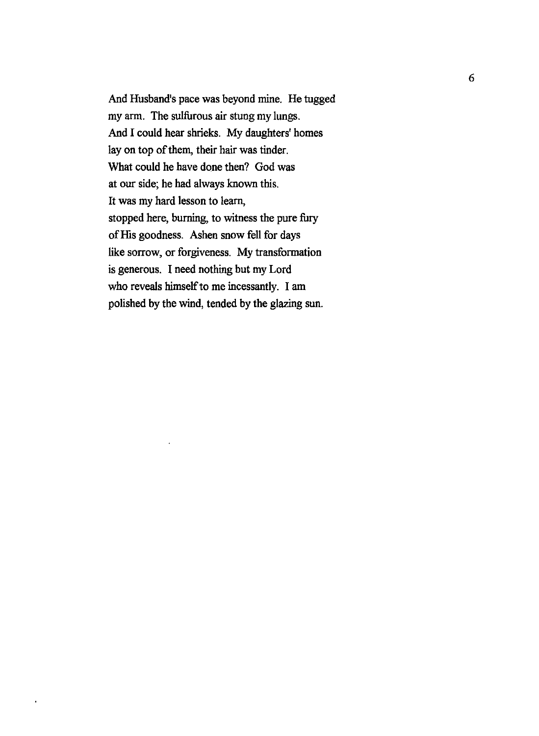And Husband's pace was beyond mine. He tugged
my arm. The sulfurous air stung my lungs.
And I could hear shrieks. My daughters' homes
lay on top of them, their hair was tinder.
What could he have done then? God was
at our side; he had always known this.
It was my hard lesson to learn,
stopped here, burning, to witness the pure fury
of His goodness. Ashen snow fell for days
like sorrow, or forgiveness. My transformation
is generous. I need nothing but my Lord
who reveals himself to me incessantly. I am
polished by the wind, tended by the glazing sun.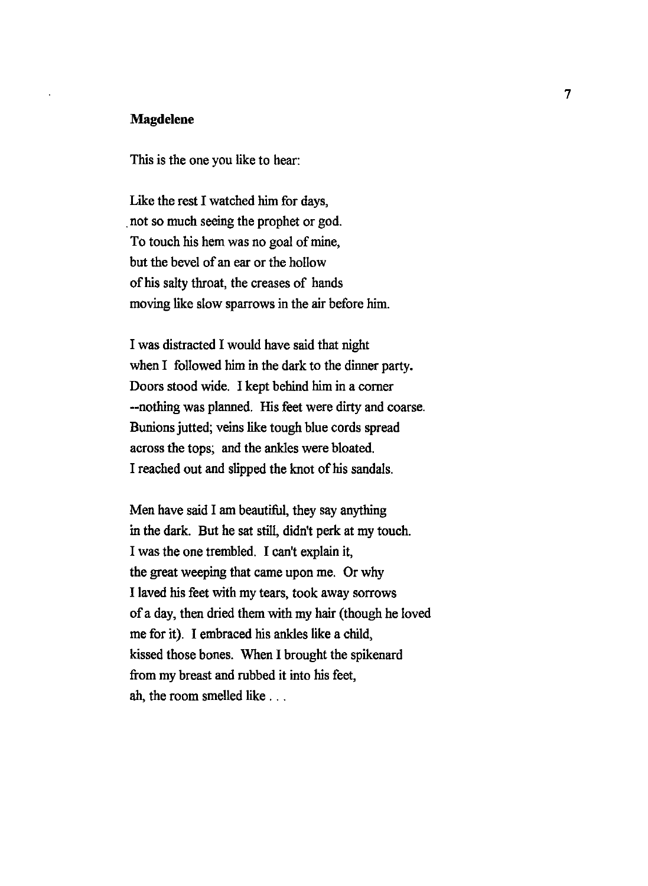## Magdelene

This is the one you like to hear:

Like the rest I watched him for days,
not so much seeing the prophet or god.
To touch his hem was no goal of mine,
but the bevel of an ear or the hollow
of his salty throat, the creases of hands
moving like slow sparrows in the air before him.

I was distracted I would have said that night
when I followed him in the dark to the dinner party.
Doors stood wide. I kept behind him in a corner
--nothing was planned. His feet were dirty and coarse.
Bunions jutted; veins like tough blue cords spread
across the tops; and the ankles were bloated.
I reached out and slipped the knot of his sandals.

Men have said I am beautiful, they say anything
in the dark. But he sat still, didn't perk at my touch.
I was the one trembled. I can't explain it,
the great weeping that came upon me. Or why
I laved his feet with my tears, took away sorrows
of a day, then dried them with my hair (though he loved
me for it). I embraced his ankles like a child,
kissed those bones. When I brought the spikenard
from my breast and rubbed it into his feet,
ah, the room smelled like . . .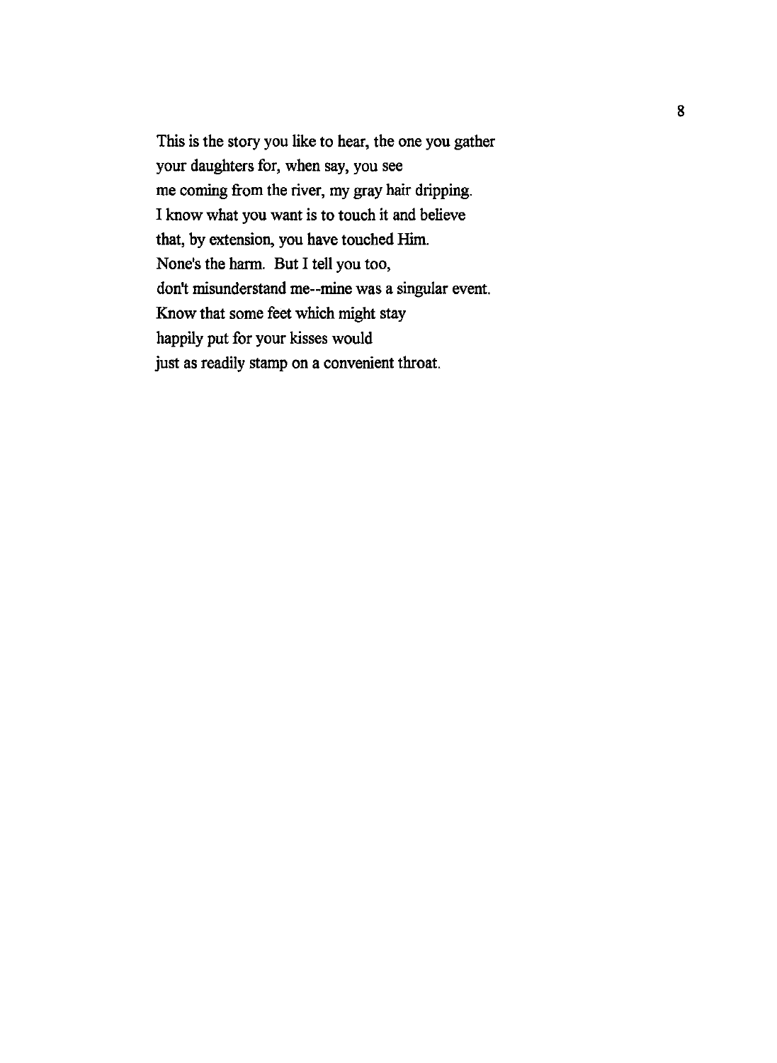This is the story you like to hear, the one you gather  
your daughters for, when say, you see  
me coming from the river, my gray hair dripping.  
I know what you want is to touch it and believe  
that, by extension, you have touched Him.  
None's the harm. But I tell you too,  
don't misunderstand me--mine was a singular event.  
Know that some feet which might stay  
happily put for your kisses would  
just as readily stamp on a convenient throat.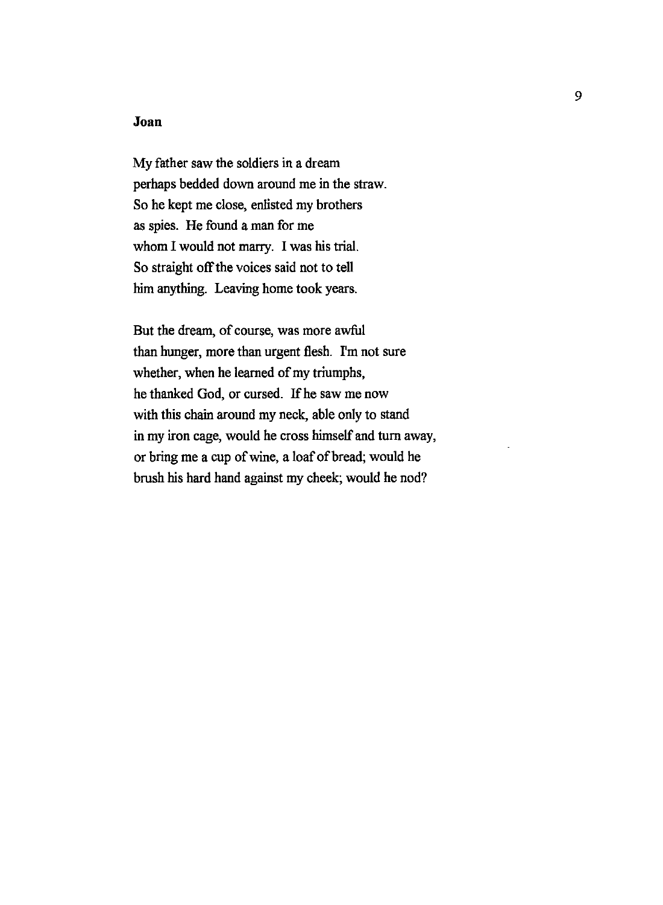## Joan

My father saw the soldiers in a dream  
perhaps bedded down around me in the straw.  
So he kept me close, enlisted my brothers  
as spies. He found a man for me  
whom I would not marry. I was his trial.  
So straight off the voices said not to tell  
him anything. Leaving home took years.

But the dream, of course, was more awful  
than hunger, more than urgent flesh. I'm not sure  
whether, when he learned of my triumphs,  
he thanked God, or cursed. If he saw me now  
with this chain around my neck, able only to stand  
in my iron cage, would he cross himself and turn away,  
or bring me a cup of wine, a loaf of bread; would he  
brush his hard hand against my cheek; would he nod?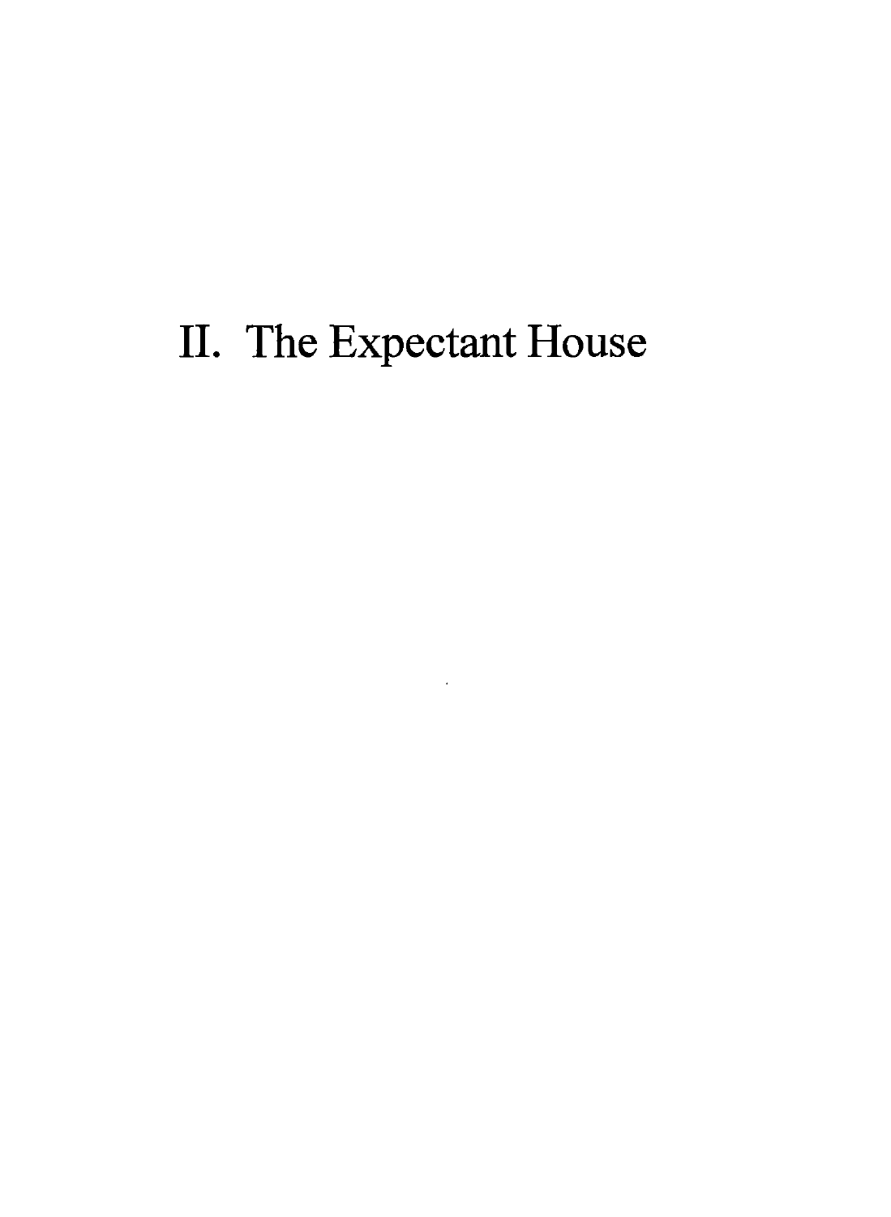# II. The Expectant House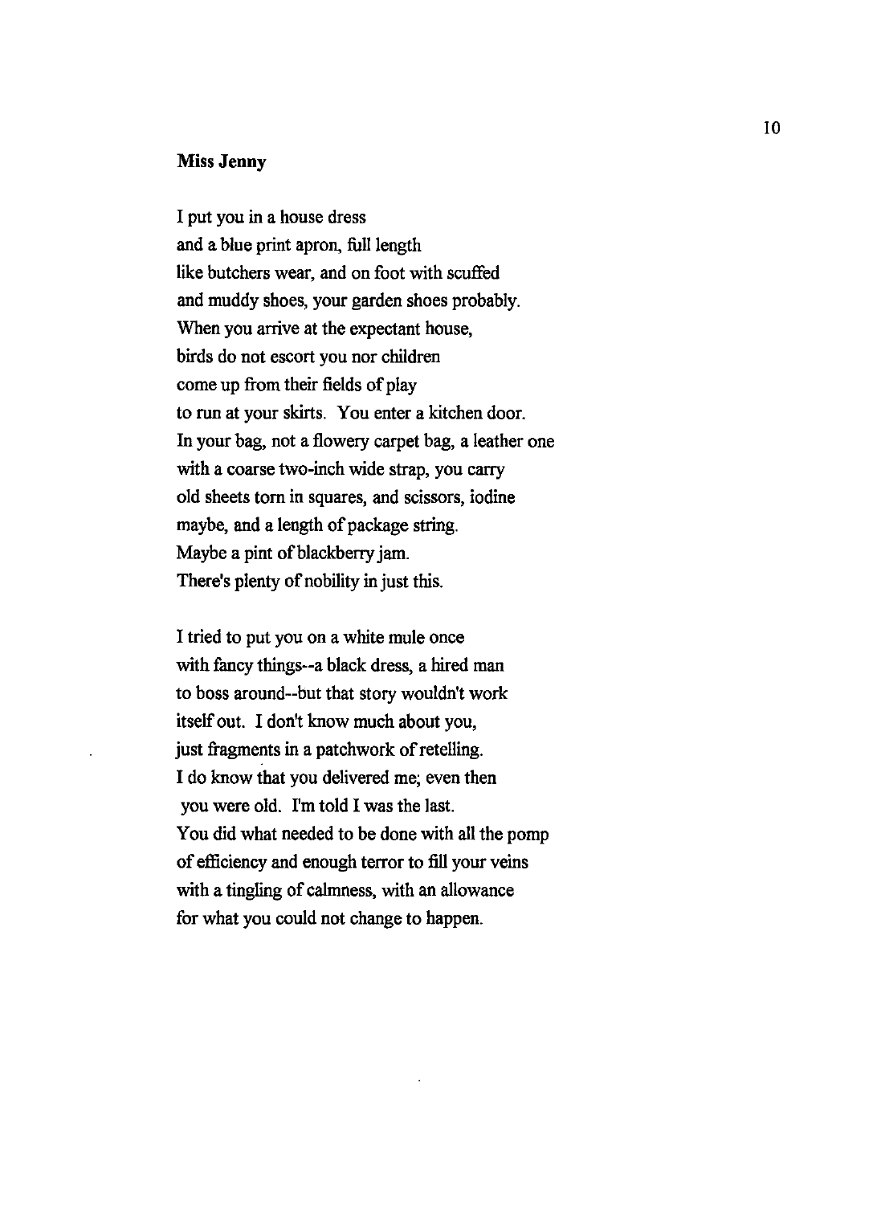**Miss Jenny**

I put you in a house dress
and a blue print apron, full length
like butchers wear, and on foot with scuffed
and muddy shoes, your garden shoes probably.
When you arrive at the expectant house,
birds do not escort you nor children
come up from their fields of play
to run at your skirts. You enter a kitchen door.
In your bag, not a flowery carpet bag, a leather one
with a coarse two-inch wide strap, you carry
old sheets torn in squares, and scissors, iodine
maybe, and a length of package string.
Maybe a pint of blackberry jam.
There's plenty of nobility in just this.

I tried to put you on a white mule once
with fancy things--a black dress, a hired man
to boss around--but that story wouldn't work
itself out. I don't know much about you,
just fragments in a patchwork of retelling.
I do know that you delivered me; even then
you were old. I'm told I was the last.
You did what needed to be done with all the pomp
of efficiency and enough terror to fill your veins
with a tingling of calmness, with an allowance
for what you could not change to happen.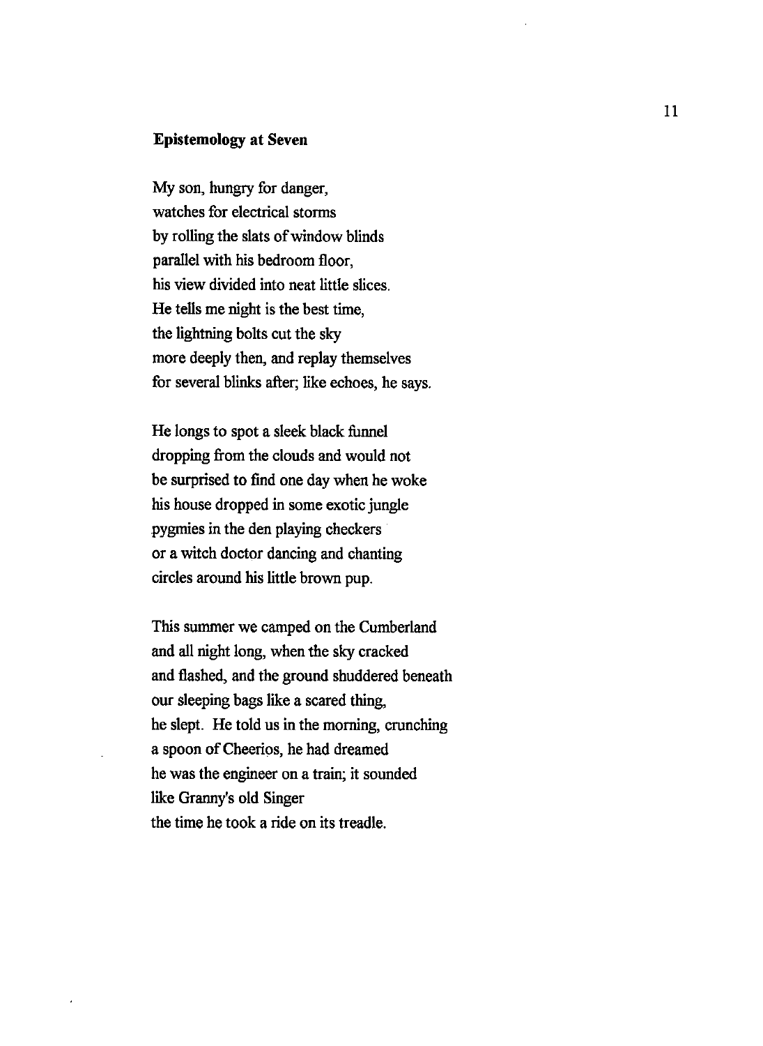## Epistemology at Seven

My son, hungry for danger,
watches for electrical storms
by rolling the slats of window blinds
parallel with his bedroom floor,
his view divided into neat little slices.
He tells me night is the best time,
the lightning bolts cut the sky
more deeply then, and replay themselves
for several blinks after; like echoes, he says.

He longs to spot a sleek black funnel
dropping from the clouds and would not
be surprised to find one day when he woke
his house dropped in some exotic jungle
pygmies in the den playing checkers
or a witch doctor dancing and chanting
circles around his little brown pup.

This summer we camped on the Cumberland
and all night long, when the sky cracked
and flashed, and the ground shuddered beneath
our sleeping bags like a scared thing,
he slept. He told us in the morning, crunching
a spoon of Cheerios, he had dreamed
he was the engineer on a train; it sounded
like Granny's old Singer
the time he took a ride on its treadle.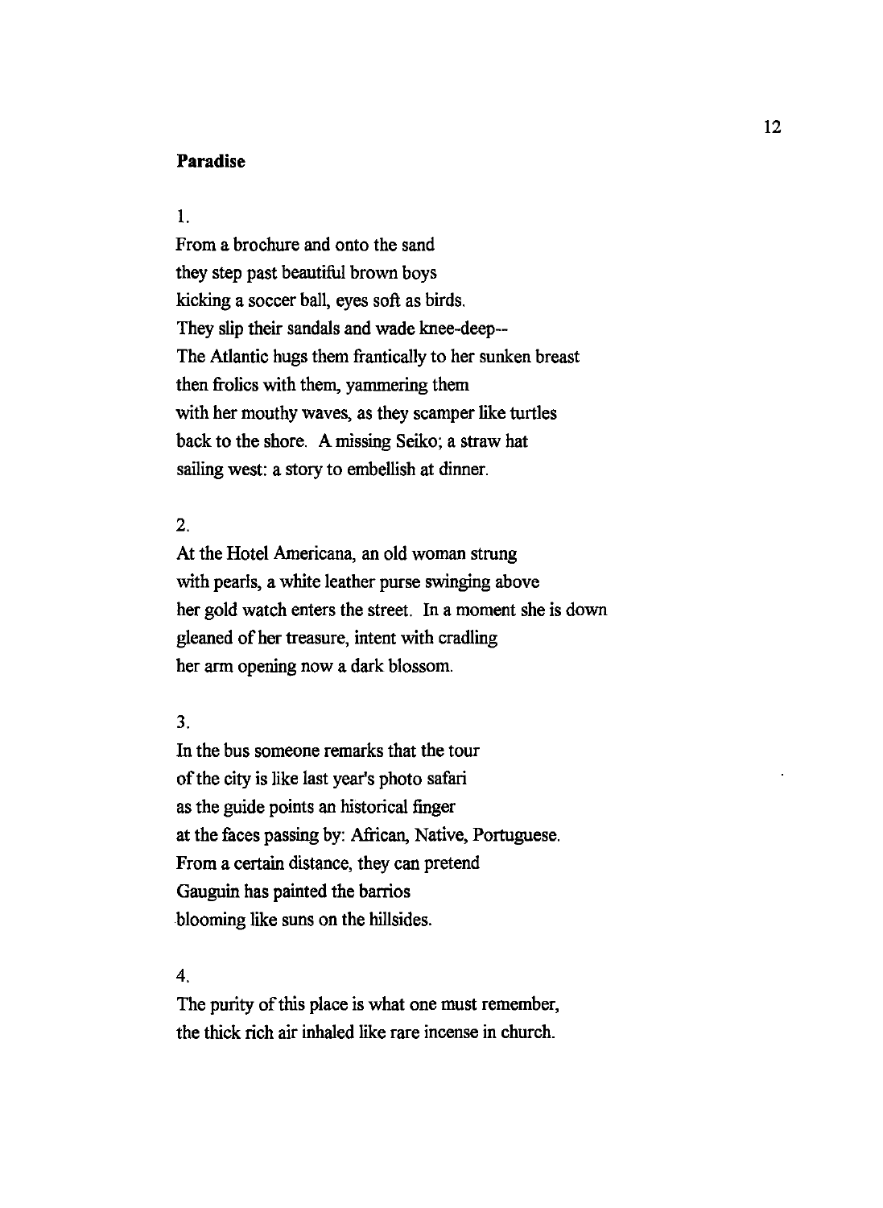**Paradise**

1.

From a brochure and onto the sand
they step past beautiful brown boys
kicking a soccer ball, eyes soft as birds.
They slip their sandals and wade knee-deep--
The Atlantic hugs them frantically to her sunken breast
then frolics with them, yammering them
with her mouthy waves, as they scamper like turtles
back to the shore. A missing Seiko; a straw hat
sailing west: a story to embellish at dinner.

2.

At the Hotel Americana, an old woman strung
with pearls, a white leather purse swinging above
her gold watch enters the street. In a moment she is down
gleaned of her treasure, intent with cradling
her arm opening now a dark blossom.

3.

In the bus someone remarks that the tour
of the city is like last year's photo safari
as the guide points an historical finger
at the faces passing by: African, Native, Portuguese.
From a certain distance, they can pretend
Gauguin has painted the barrios
blooming like suns on the hillsides.

4.

The purity of this place is what one must remember,
the thick rich air inhaled like rare incense in church.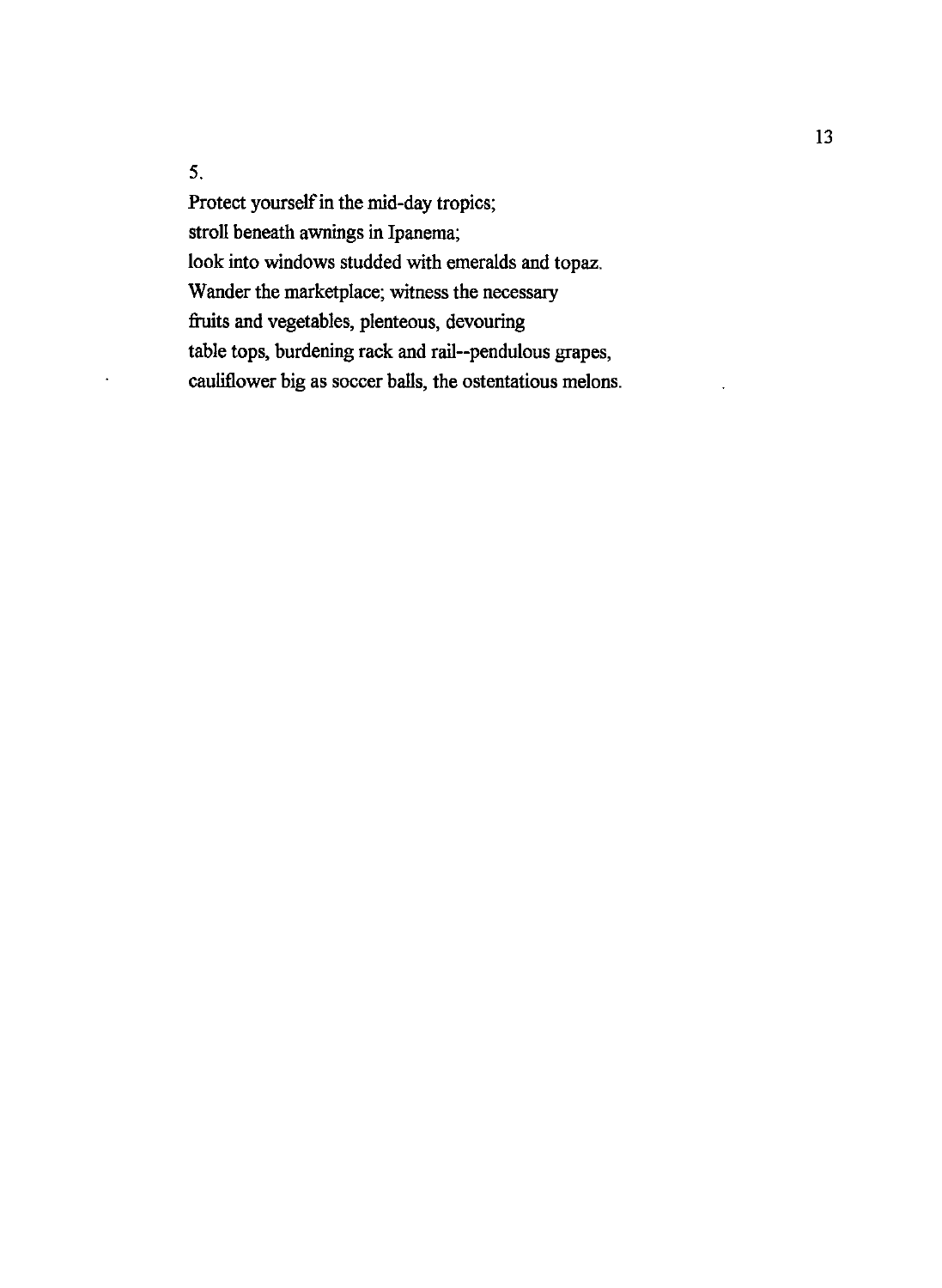5.

Protect yourself in the mid-day tropics;
stroll beneath awnings in Ipanema;
look into windows studded with emeralds and topaz.
Wander the marketplace; witness the necessary
fruits and vegetables, plenteous, devouring
table tops, burdening rack and rail--pendulous grapes,
cauliflower big as soccer balls, the ostentatious melons.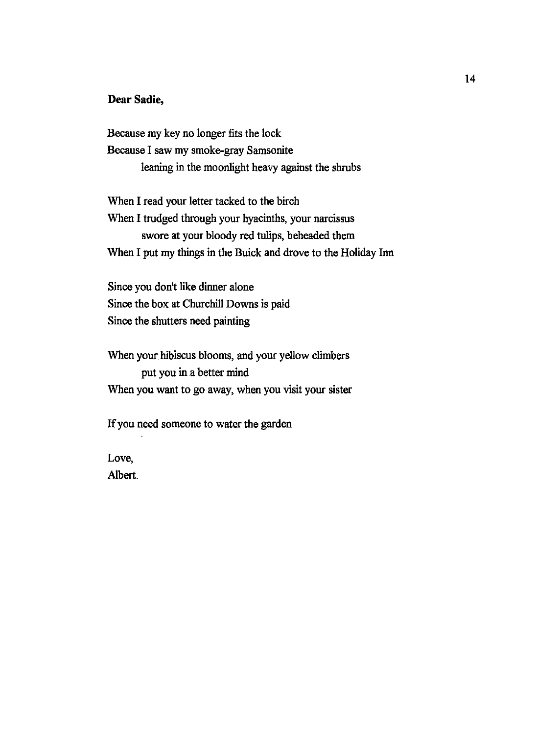**Dear Sadie,**

Because my key no longer fits the lock  
Because I saw my smoke-gray Samsonite  
        leaning in the moonlight heavy against the shrubs

When I read your letter tacked to the birch  
When I trudged through your hyacinths, your narcissus  
        swore at your bloody red tulips, beheaded them  
When I put my things in the Buick and drove to the Holiday Inn

Since you don't like dinner alone  
Since the box at Churchill Downs is paid  
Since the shutters need painting

When your hibiscus blooms, and your yellow climbers  
        put you in a better mind  
When you want to go away, when you visit your sister

If you need someone to water the garden

Love,  
Albert.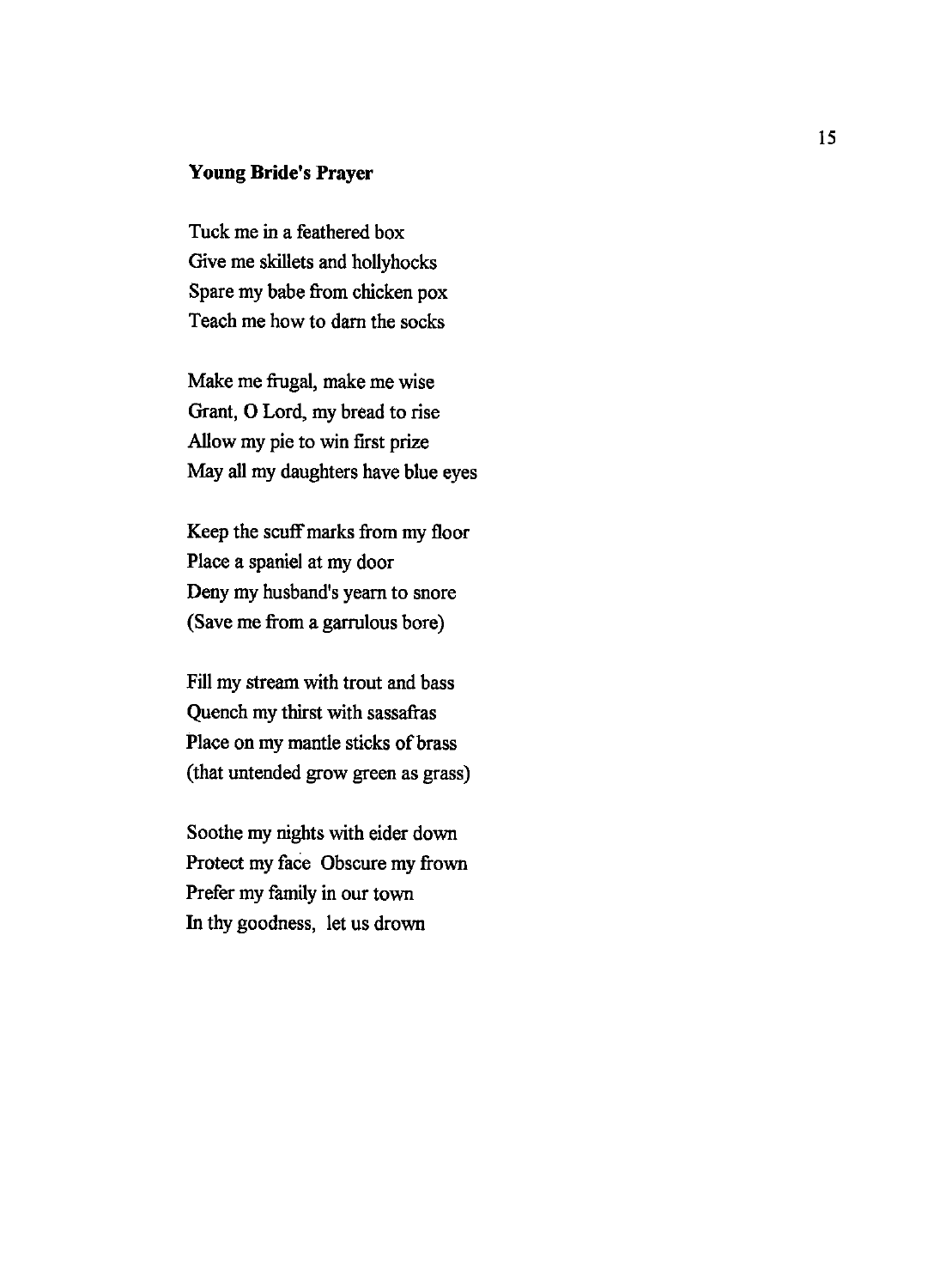**Young Bride's Prayer**

Tuck me in a feathered box  
Give me skillets and hollyhocks  
Spare my babe from chicken pox  
Teach me how to darn the socks

Make me frugal, make me wise  
Grant, O Lord, my bread to rise  
Allow my pie to win first prize  
May all my daughters have blue eyes

Keep the scuff marks from my floor  
Place a spaniel at my door  
Deny my husband's yearn to snore  
(Save me from a garrulous bore)

Fill my stream with trout and bass  
Quench my thirst with sassafras  
Place on my mantle sticks of brass  
(that untended grow green as grass)

Soothe my nights with eider down  
Protect my face Obscure my frown  
Prefer my family in our town  
In thy goodness, let us drown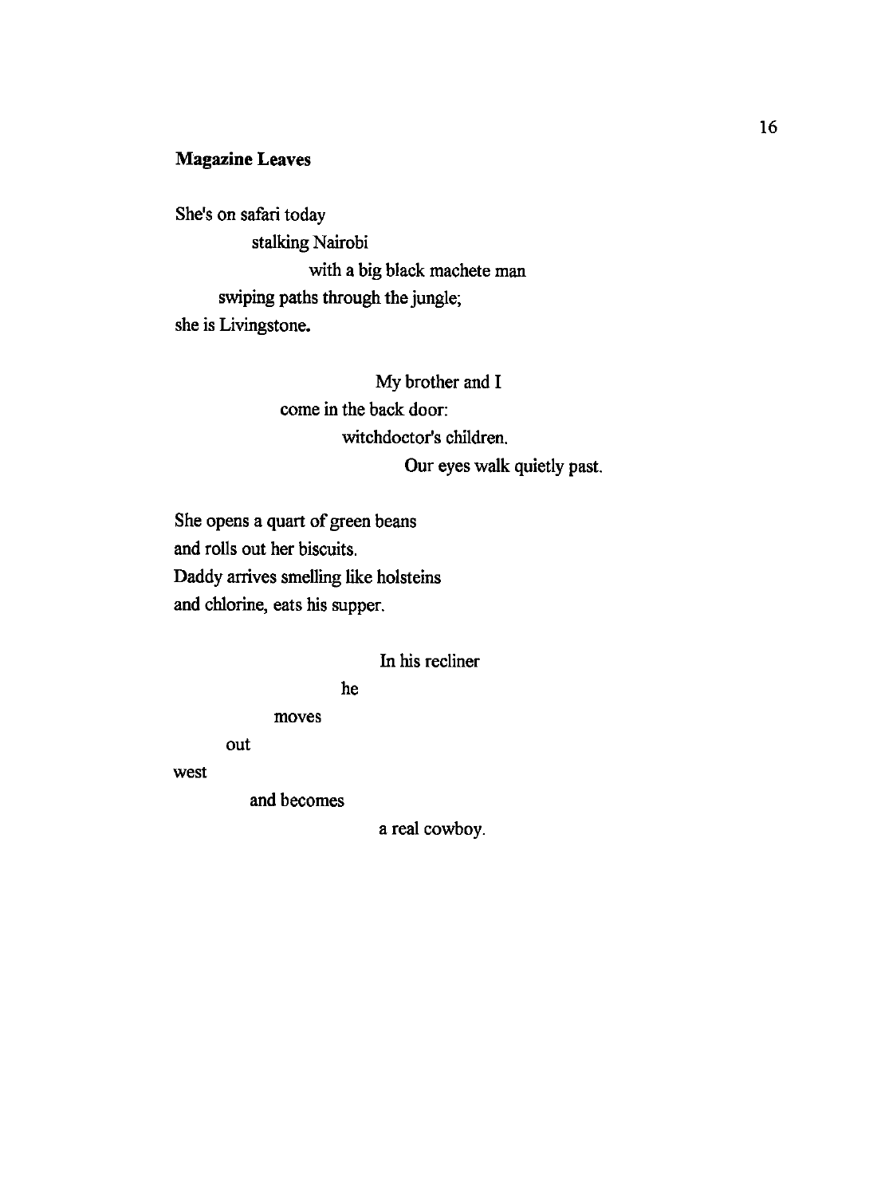**Magazine Leaves**

She's on safari today
stalking Nairobi
with a big black machete man
swiping paths through the jungle;
she is Livingstone.

My brother and I
come in the back door:
witchdoctor's children.
Our eyes walk quietly past.

She opens a quart of green beans
and rolls out her biscuits.
Daddy arrives smelling like holsteins
and chlorine, eats his supper.

In his recliner
he
moves
out
west
and becomes
a real cowboy.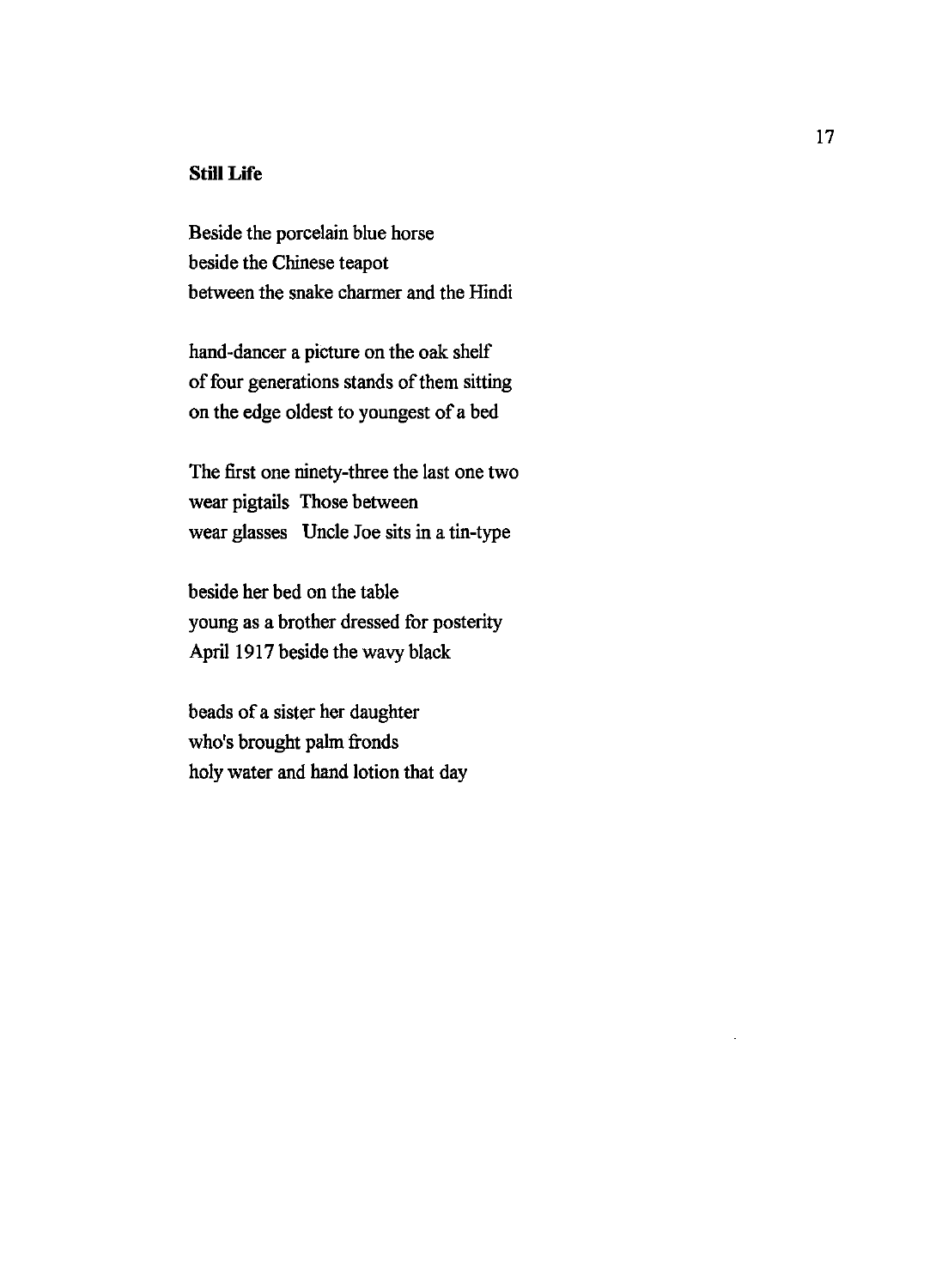**Still Life**

Beside the porcelain blue horse  
beside the Chinese teapot  
between the snake charmer and the Hindi

hand-dancer a picture on the oak shelf  
of four generations stands of them sitting  
on the edge oldest to youngest of a bed

The first one ninety-three the last one two  
wear pigtails  Those between  
wear glasses  Uncle Joe sits in a tin-type

beside her bed on the table  
young as a brother dressed for posterity  
April 1917 beside the wavy black

beads of a sister her daughter  
who's brought palm fronds  
holy water and hand lotion that day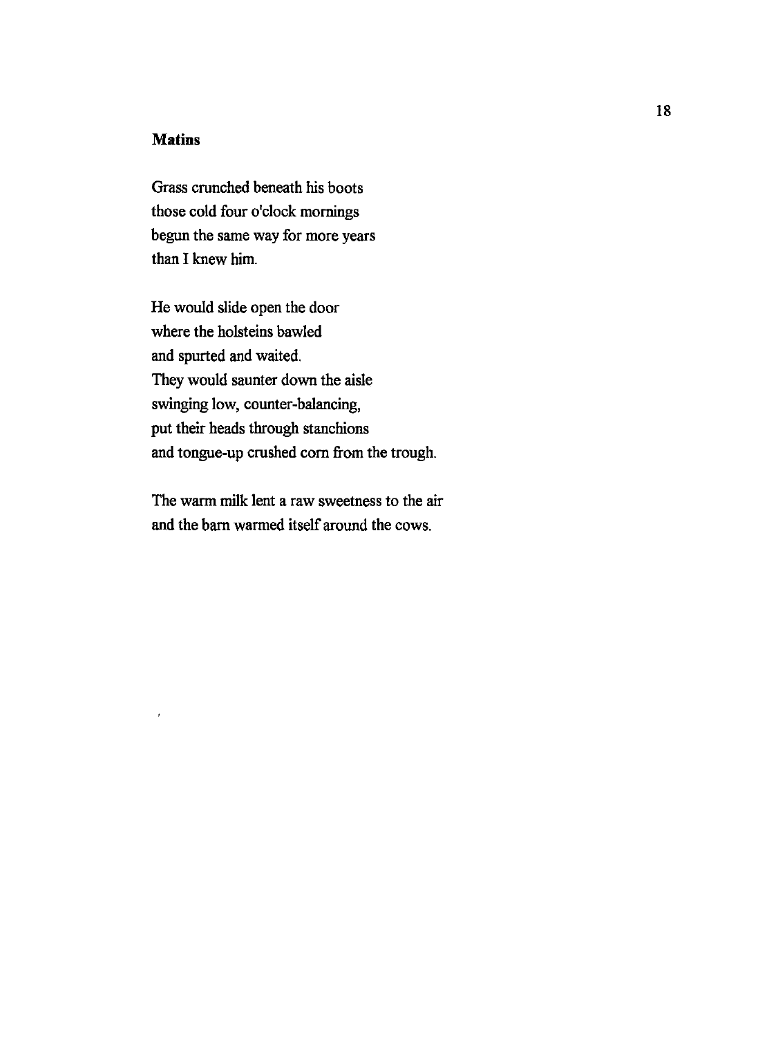**Matins**

Grass crunched beneath his boots
those cold four o'clock mornings
begun the same way for more years
than I knew him.

He would slide open the door
where the holsteins bawled
and spurted and waited.
They would saunter down the aisle
swinging low, counter-balancing,
put their heads through stanchions
and tongue-up crushed corn from the trough.

The warm milk lent a raw sweetness to the air
and the barn warmed itself around the cows.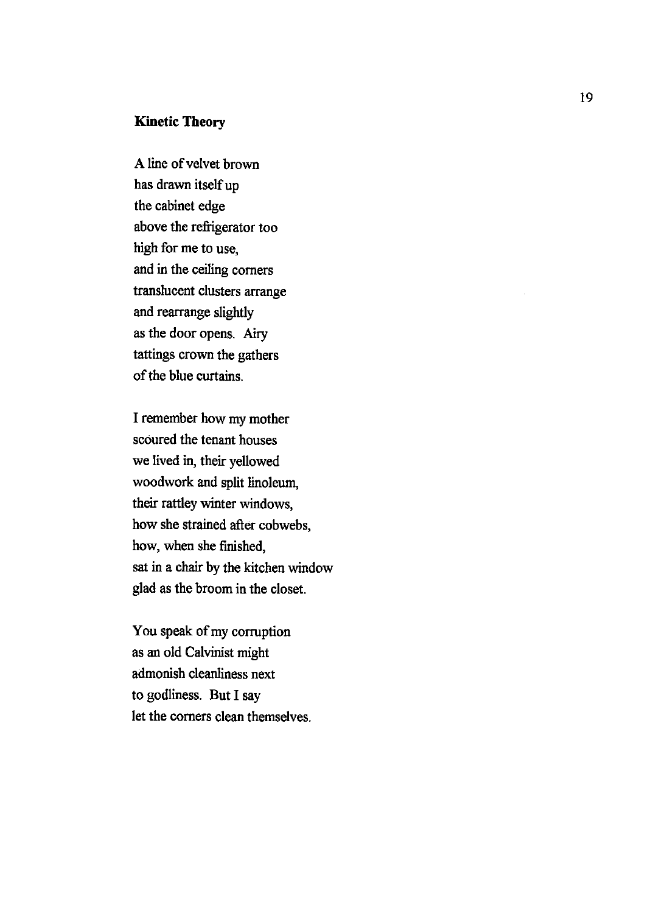**Kinetic Theory**

A line of velvet brown  
has drawn itself up  
the cabinet edge  
above the refrigerator too  
high for me to use,  
and in the ceiling corners  
translucent clusters arrange  
and rearrange slightly  
as the door opens. Airy  
tattings crown the gathers  
of the blue curtains.

I remember how my mother  
scoured the tenant houses  
we lived in, their yellowed  
woodwork and split linoleum,  
their rattley winter windows,  
how she strained after cobwebs,  
how, when she finished,  
sat in a chair by the kitchen window  
glad as the broom in the closet.

You speak of my corruption  
as an old Calvinist might  
admonish cleanliness next  
to godliness. But I say  
let the corners clean themselves.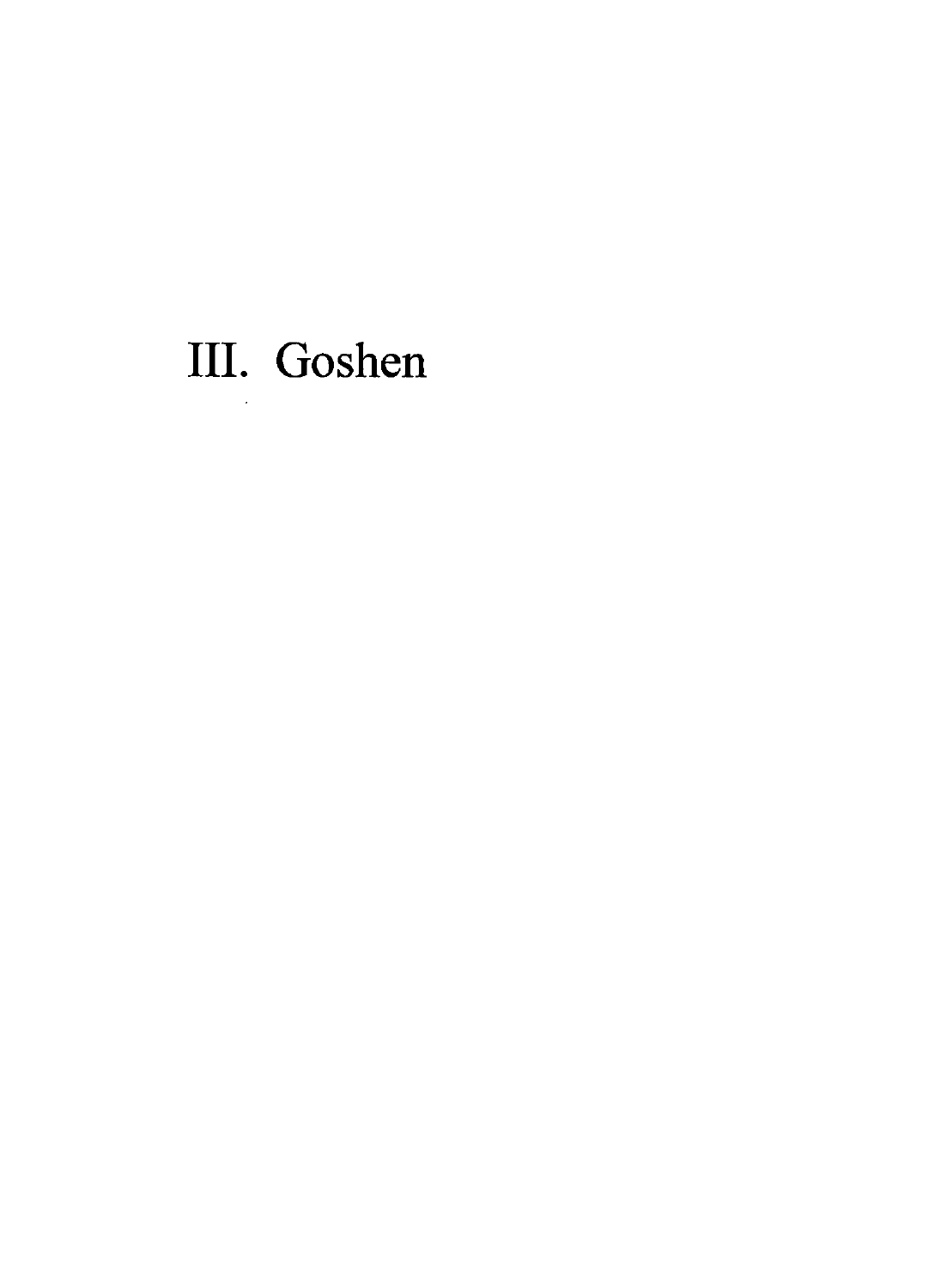# III. Goshen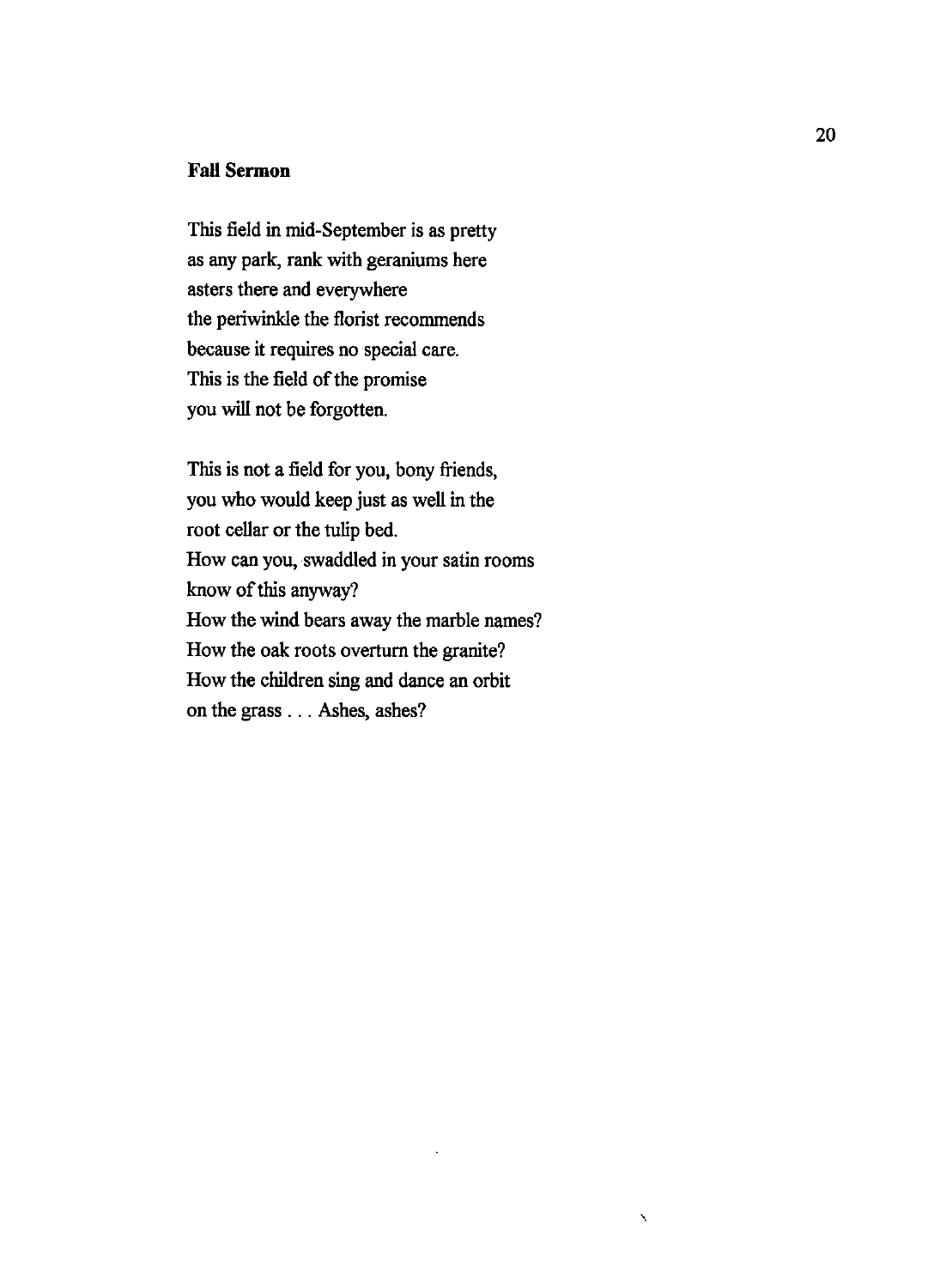**Fall Sermon**

This field in mid-September is as pretty  
as any park, rank with geraniums here  
asters there and everywhere  
the periwinkle the florist recommends  
because it requires no special care.  
This is the field of the promise  
you will not be forgotten.

This is not a field for you, bony friends,  
you who would keep just as well in the  
root cellar or the tulip bed.  
How can you, swaddled in your satin rooms  
know of this anyway?  
How the wind bears away the marble names?  
How the oak roots overturn the granite?  
How the children sing and dance an orbit  
on the grass . . . Ashes, ashes?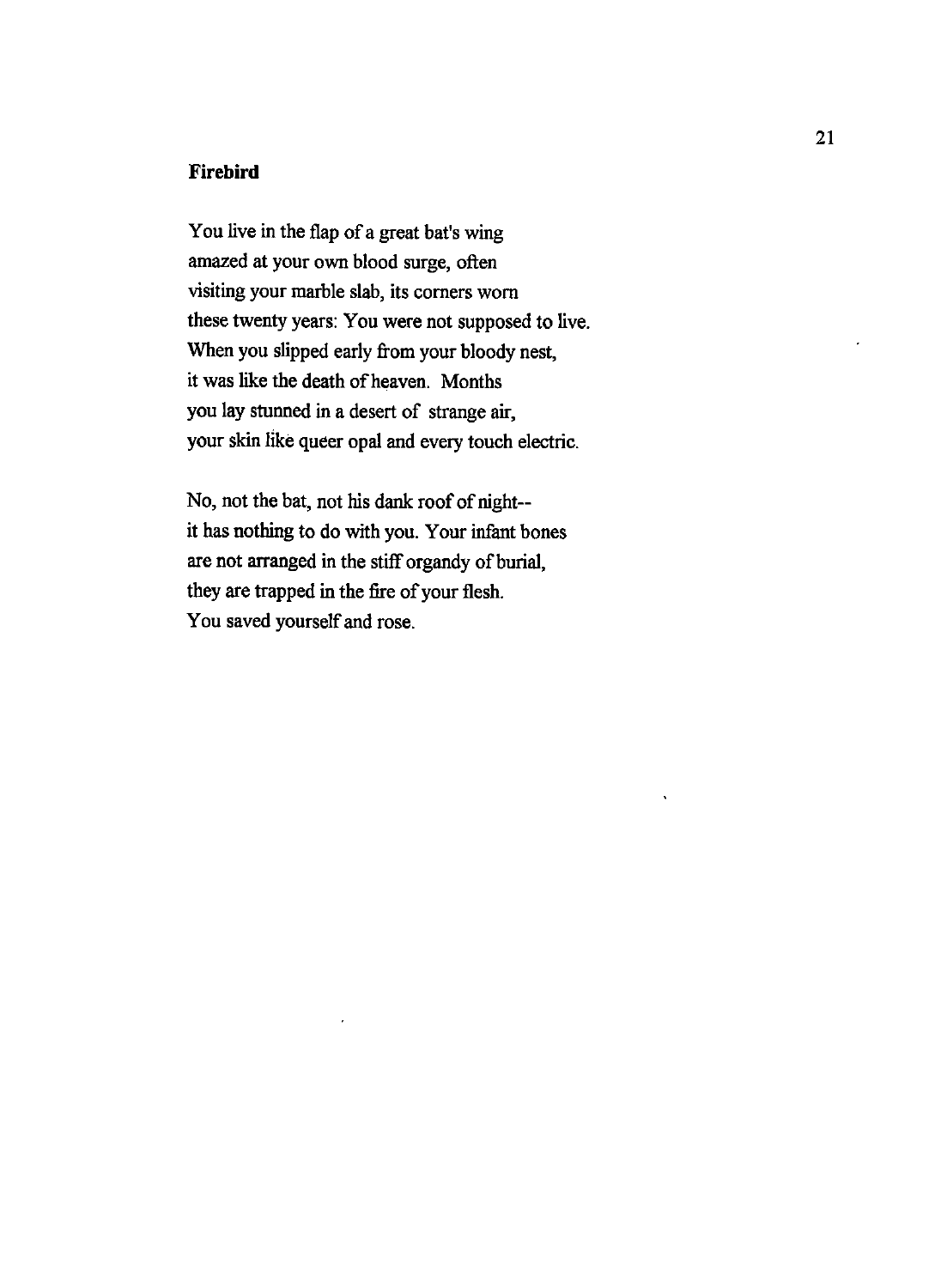**Firebird**

You live in the flap of a great bat's wing  
amazed at your own blood surge, often  
visiting your marble slab, its corners worn  
these twenty years: You were not supposed to live.  
When you slipped early from your bloody nest,  
it was like the death of heaven. Months  
you lay stunned in a desert of strange air,  
your skin like queer opal and every touch electric.

No, not the bat, not his dank roof of night--  
it has nothing to do with you. Your infant bones  
are not arranged in the stiff organdy of burial,  
they are trapped in the fire of your flesh.  
You saved yourself and rose.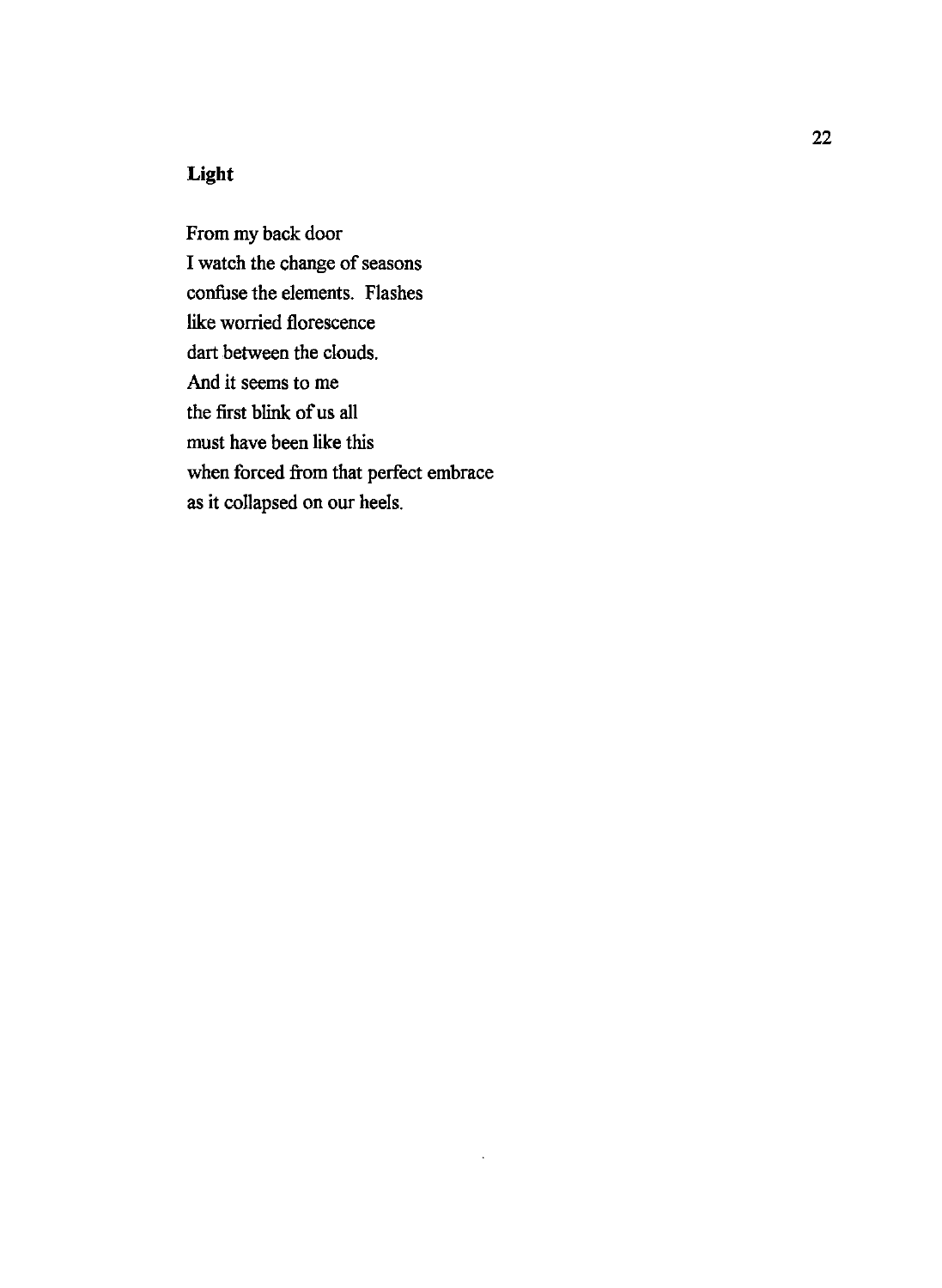## Light

From my back door  
I watch the change of seasons  
confuse the elements. Flashes  
like worried florescence  
dart between the clouds.  
And it seems to me  
the first blink of us all  
must have been like this  
when forced from that perfect embrace  
as it collapsed on our heels.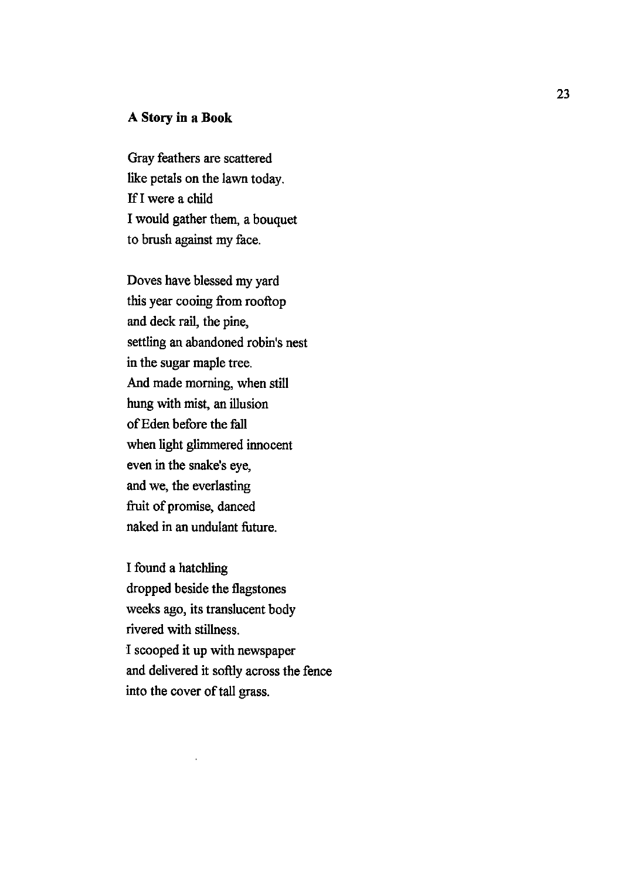**A Story in a Book**

Gray feathers are scattered  
like petals on the lawn today.  
If I were a child  
I would gather them, a bouquet  
to brush against my face.

Doves have blessed my yard  
this year cooing from rooftop  
and deck rail, the pine,  
settling an abandoned robin's nest  
in the sugar maple tree.  
And made morning, when still  
hung with mist, an illusion  
of Eden before the fall  
when light glimmered innocent  
even in the snake's eye,  
and we, the everlasting  
fruit of promise, danced  
naked in an undulant future.

I found a hatchling  
dropped beside the flagstones  
weeks ago, its translucent body  
rivered with stillness.  
I scooped it up with newspaper  
and delivered it softly across the fence  
into the cover of tall grass.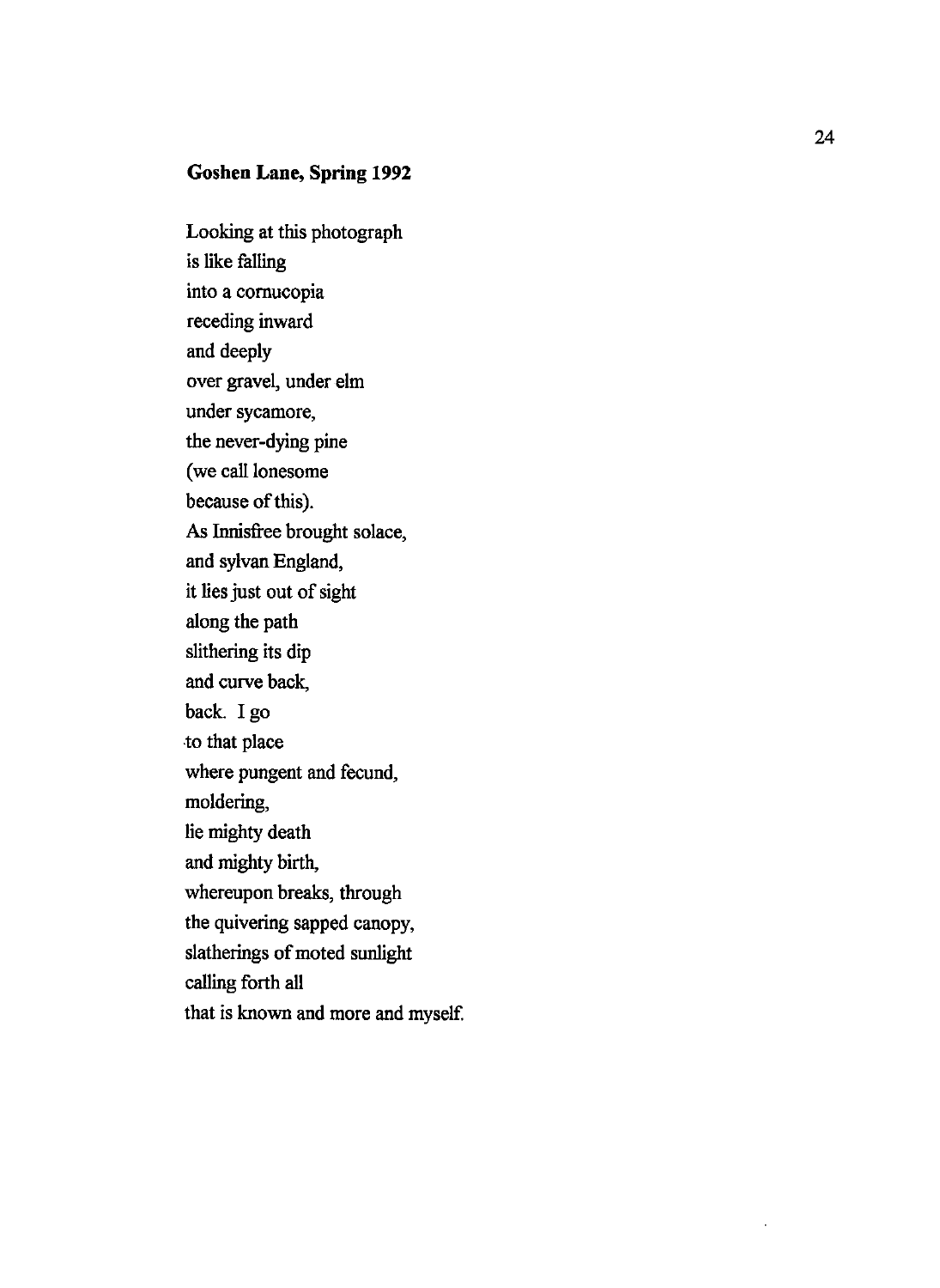**Goshen Lane, Spring 1992**

Looking at this photograph  
is like falling  
into a cornucopia  
receding inward  
and deeply  
over gravel, under elm  
under sycamore,  
the never-dying pine  
(we call lonesome  
because of this).  
As Innisfree brought solace,  
and sylvan England,  
it lies just out of sight  
along the path  
slithering its dip  
and curve back,  
back. I go  
to that place  
where pungent and fecund,  
moldering,  
lie mighty death  
and mighty birth,  
whereupon breaks, through  
the quivering sapped canopy,  
slatherings of moted sunlight  
calling forth all  
that is known and more and myself.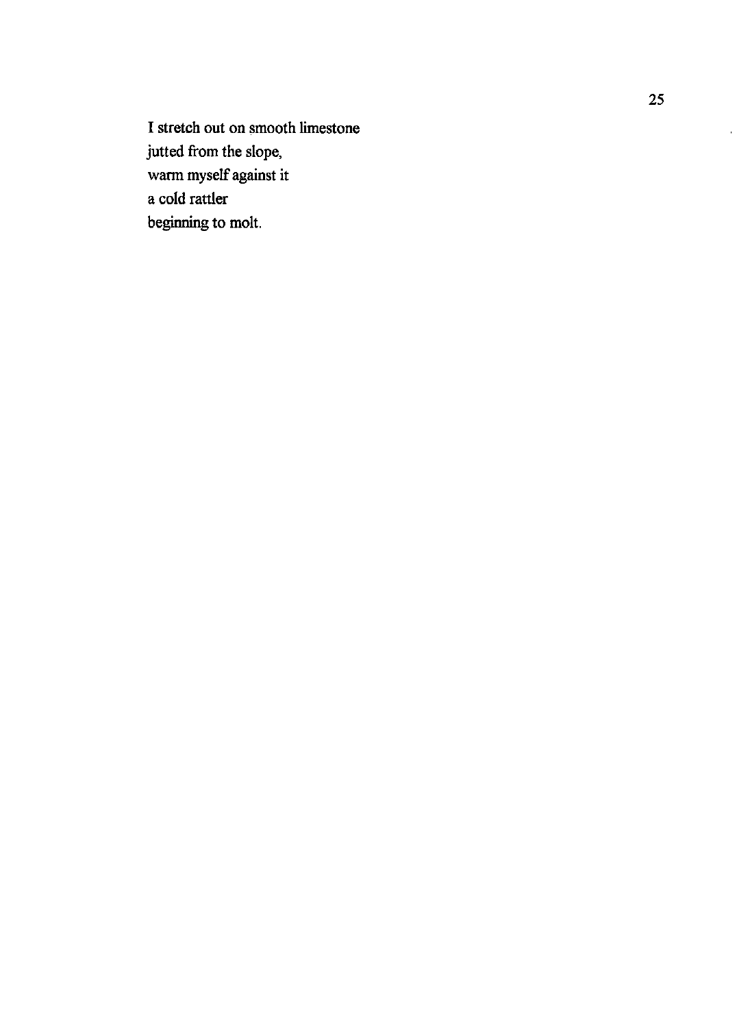I stretch out on smooth limestone  
jutted from the slope,  
warm myself against it  
a cold rattler  
beginning to molt.